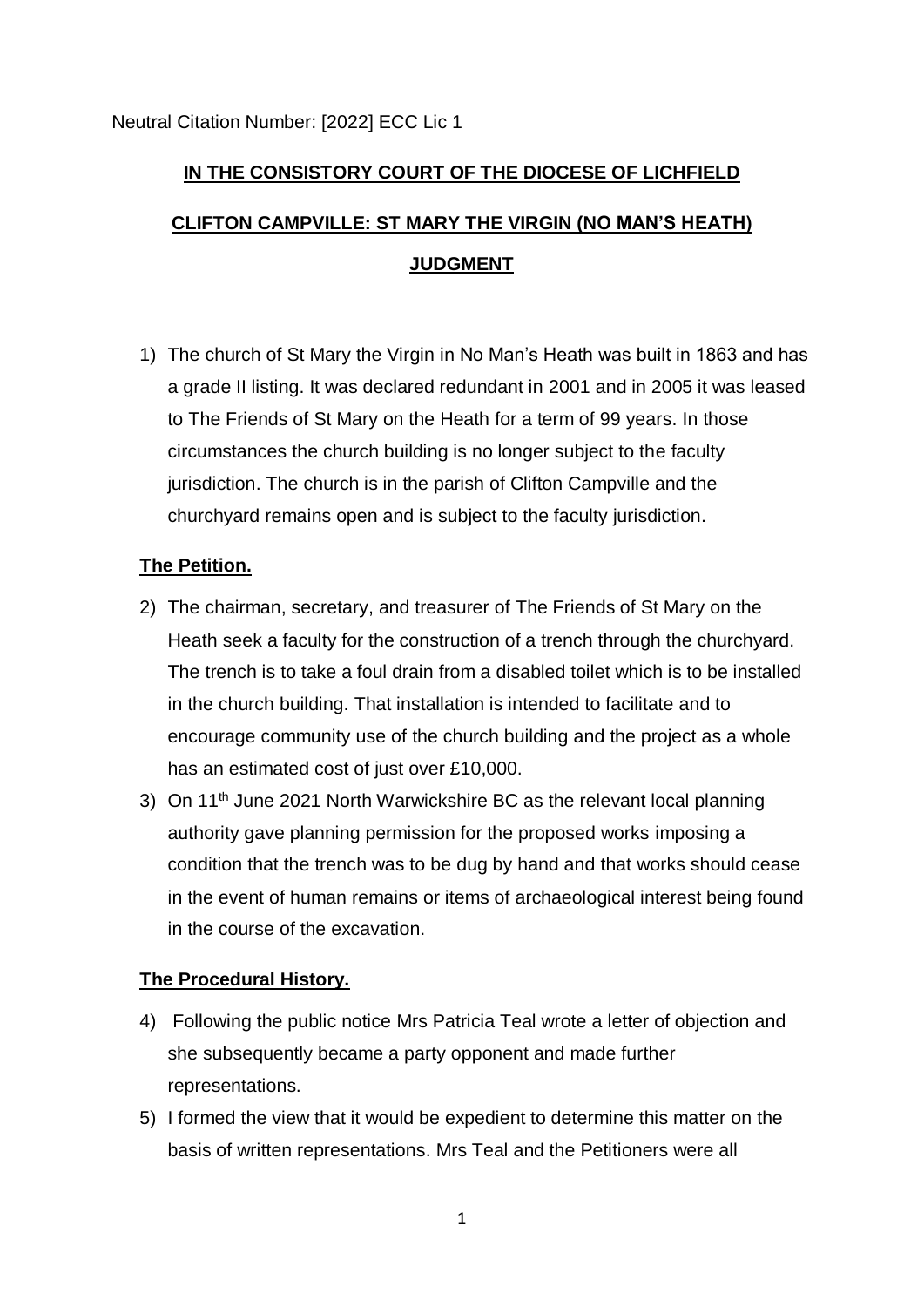Neutral Citation Number: [2022] ECC Lic 1

# IN THE CONSISTORY COURT OF THE DIOCESE OF LICHFIELD

## CLIFTON CAMPVILLE: ST MARY THE VIRGIN (NO MAN'S HEATH)

## JUDGMENT

1) The church of St Mary the Virgin in No Man's Heath was built in 1863 and has a grade II listing. It was declared redundant in 2001 and in 2005 it was leased to The Friends of St Mary on the Heath for a term of 99 years. In those circumstances the church building is no longer subject to the faculty jurisdiction. The church is in the parish of Clifton Campville and the churchyard remains open and is subject to the faculty jurisdiction.

### The Petition.

2) The chairman, secretary, and treasurer of The Friends of St Mary on the Heath seek a faculty for the construction of a trench through the churchyard. The trench is to take a foul drain from a disabled toilet which is to be installed in the church building. That installation is intended to facilitate and to encourage community use of the church building and the project as a whole has an estimated cost of just over £10,000.

3) On 11th June 2021 North Warwickshire BC as the relevant local planning authority gave planning permission for the proposed works imposing a condition that the trench was to be dug by hand and that works should cease in the event of human remains or items of archaeological interest being found in the course of the excavation.

### The Procedural History.

4) Following the public notice Mrs Patricia Teal wrote a letter of objection and she subsequently became a party opponent and made further representations.

5) I formed the view that it would be expedient to determine this matter on the basis of written representations. Mrs Teal and the Petitioners were all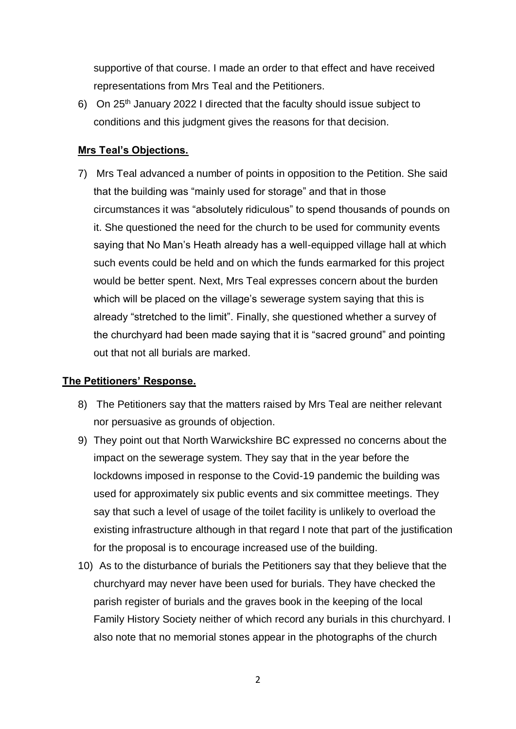supportive of that course. I made an order to that effect and have received representations from Mrs Teal and the Petitioners.

6) On 25th January 2022 I directed that the faculty should issue subject to conditions and this judgment gives the reasons for that decision.

**Mrs Teal's Objections.**

7) Mrs Teal advanced a number of points in opposition to the Petition. She said that the building was "mainly used for storage" and that in those circumstances it was "absolutely ridiculous" to spend thousands of pounds on it. She questioned the need for the church to be used for community events saying that No Man's Heath already has a well-equipped village hall at which such events could be held and on which the funds earmarked for this project would be better spent. Next, Mrs Teal expresses concern about the burden which will be placed on the village's sewerage system saying that this is already "stretched to the limit". Finally, she questioned whether a survey of the churchyard had been made saying that it is "sacred ground" and pointing out that not all burials are marked.

**The Petitioners' Response.**

8) The Petitioners say that the matters raised by Mrs Teal are neither relevant nor persuasive as grounds of objection.

9) They point out that North Warwickshire BC expressed no concerns about the impact on the sewerage system. They say that in the year before the lockdowns imposed in response to the Covid-19 pandemic the building was used for approximately six public events and six committee meetings. They say that such a level of usage of the toilet facility is unlikely to overload the existing infrastructure although in that regard I note that part of the justification for the proposal is to encourage increased use of the building.

10) As to the disturbance of burials the Petitioners say that they believe that the churchyard may never have been used for burials. They have checked the parish register of burials and the graves book in the keeping of the local Family History Society neither of which record any burials in this churchyard. I also note that no memorial stones appear in the photographs of the church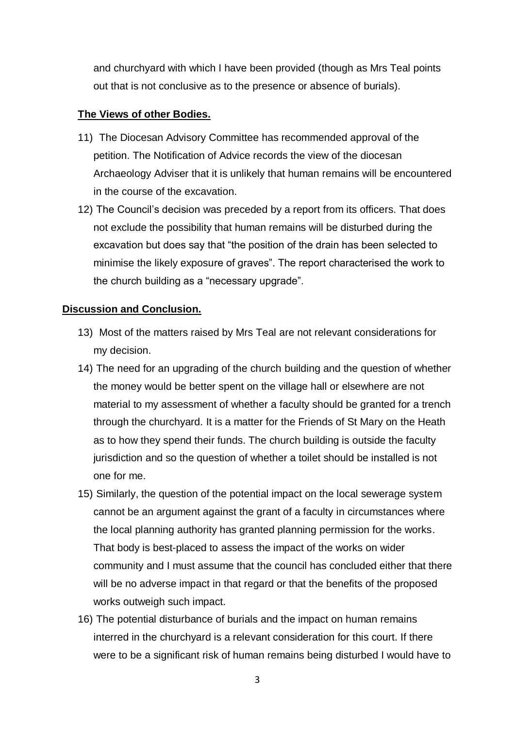and churchyard with which I have been provided (though as Mrs Teal points out that is not conclusive as to the presence or absence of burials).

**The Views of other Bodies.**

11) The Diocesan Advisory Committee has recommended approval of the petition. The Notification of Advice records the view of the diocesan Archaeology Adviser that it is unlikely that human remains will be encountered in the course of the excavation.

12) The Council's decision was preceded by a report from its officers. That does not exclude the possibility that human remains will be disturbed during the excavation but does say that "the position of the drain has been selected to minimise the likely exposure of graves". The report characterised the work to the church building as a "necessary upgrade".

**Discussion and Conclusion.**

13) Most of the matters raised by Mrs Teal are not relevant considerations for my decision.

14) The need for an upgrading of the church building and the question of whether the money would be better spent on the village hall or elsewhere are not material to my assessment of whether a faculty should be granted for a trench through the churchyard. It is a matter for the Friends of St Mary on the Heath as to how they spend their funds. The church building is outside the faculty jurisdiction and so the question of whether a toilet should be installed is not one for me.

15) Similarly, the question of the potential impact on the local sewerage system cannot be an argument against the grant of a faculty in circumstances where the local planning authority has granted planning permission for the works. That body is best-placed to assess the impact of the works on wider community and I must assume that the council has concluded either that there will be no adverse impact in that regard or that the benefits of the proposed works outweigh such impact.

16) The potential disturbance of burials and the impact on human remains interred in the churchyard is a relevant consideration for this court. If there were to be a significant risk of human remains being disturbed I would have to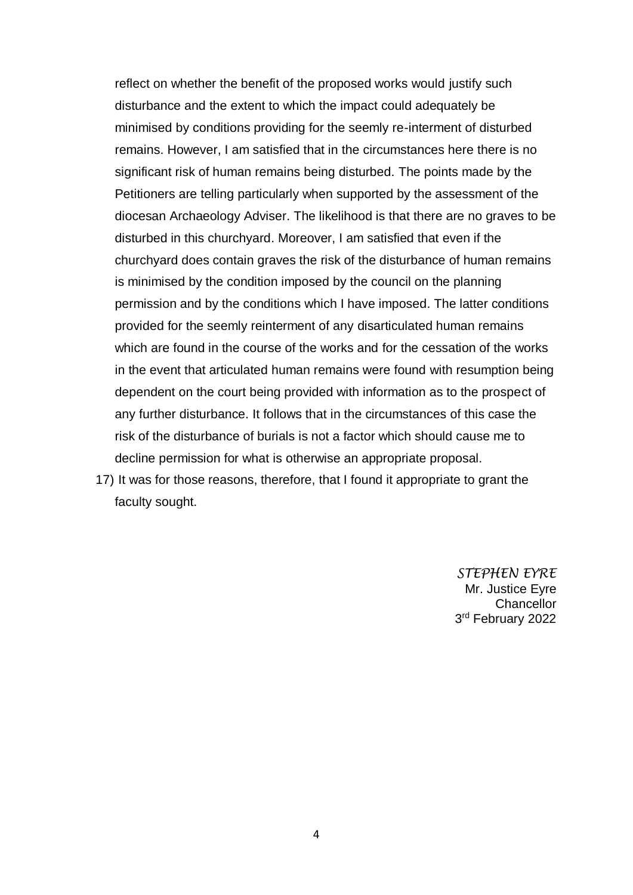reflect on whether the benefit of the proposed works would justify such disturbance and the extent to which the impact could adequately be minimised by conditions providing for the seemly re-interment of disturbed remains. However, I am satisfied that in the circumstances here there is no significant risk of human remains being disturbed. The points made by the Petitioners are telling particularly when supported by the assessment of the diocesan Archaeology Adviser. The likelihood is that there are no graves to be disturbed in this churchyard. Moreover, I am satisfied that even if the churchyard does contain graves the risk of the disturbance of human remains is minimised by the condition imposed by the council on the planning permission and by the conditions which I have imposed. The latter conditions provided for the seemly reinterment of any disarticulated human remains which are found in the course of the works and for the cessation of the works in the event that articulated human remains were found with resumption being dependent on the court being provided with information as to the prospect of any further disturbance. It follows that in the circumstances of this case the risk of the disturbance of burials is not a factor which should cause me to decline permission for what is otherwise an appropriate proposal.

17) It was for those reasons, therefore, that I found it appropriate to grant the faculty sought.

*STEPHEN EYRE*
Mr. Justice Eyre
Chancellor
3rd February 2022